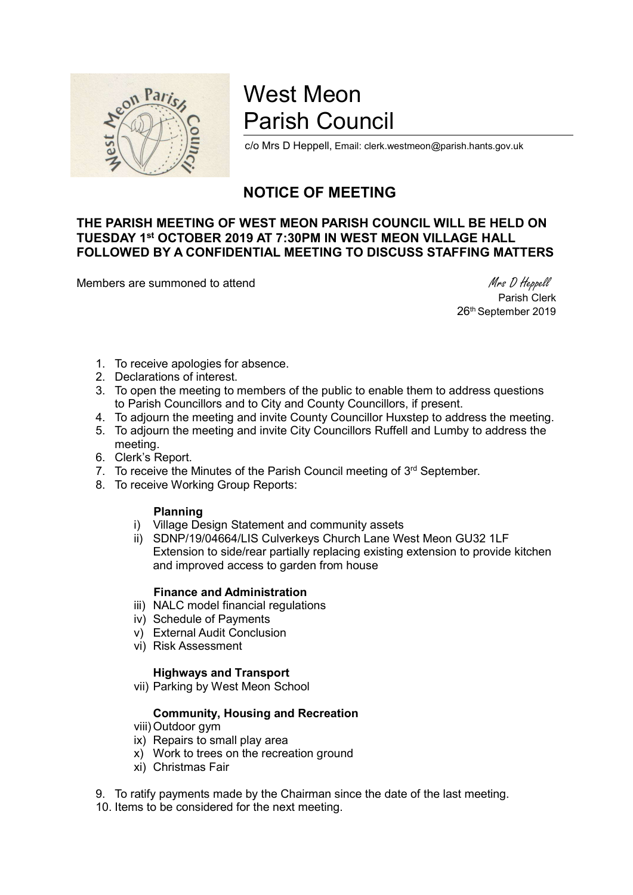# West Meon Parish Council

c/o Mrs D Heppell, Email: clerk.westmeon@parish.hants.gov.uk

## NOTICE OF MEETING

**THE PARISH MEETING OF WEST MEON PARISH COUNCIL WILL BE HELD ON TUESDAY 1st OCTOBER 2019 AT 7:30PM IN WEST MEON VILLAGE HALL FOLLOWED BY A CONFIDENTIAL MEETING TO DISCUSS STAFFING MATTERS**

Members are summoned to attend

*Mrs D Heppell*
Parish Clerk
26th September 2019

1. To receive apologies for absence.
2. Declarations of interest.
3. To open the meeting to members of the public to enable them to address questions to Parish Councillors and to City and County Councillors, if present.
4. To adjourn the meeting and invite County Councillor Huxstep to address the meeting.
5. To adjourn the meeting and invite City Councillors Ruffell and Lumby to address the meeting.
6. Clerk's Report.
7. To receive the Minutes of the Parish Council meeting of 3rd September.
8. To receive Working Group Reports:

   **Planning**
   
   i) Village Design Statement and community assets
   
   ii) SDNP/19/04664/LIS Culverkeys Church Lane West Meon GU32 1LF Extension to side/rear partially replacing existing extension to provide kitchen and improved access to garden from house

   **Finance and Administration**
   
   iii) NALC model financial regulations
   
   iv) Schedule of Payments
   
   v) External Audit Conclusion
   
   vi) Risk Assessment

   **Highways and Transport**
   
   vii) Parking by West Meon School

   **Community, Housing and Recreation**
   
   viii) Outdoor gym
   
   ix) Repairs to small play area
   
   x) Work to trees on the recreation ground
   
   xi) Christmas Fair

9. To ratify payments made by the Chairman since the date of the last meeting.
10. Items to be considered for the next meeting.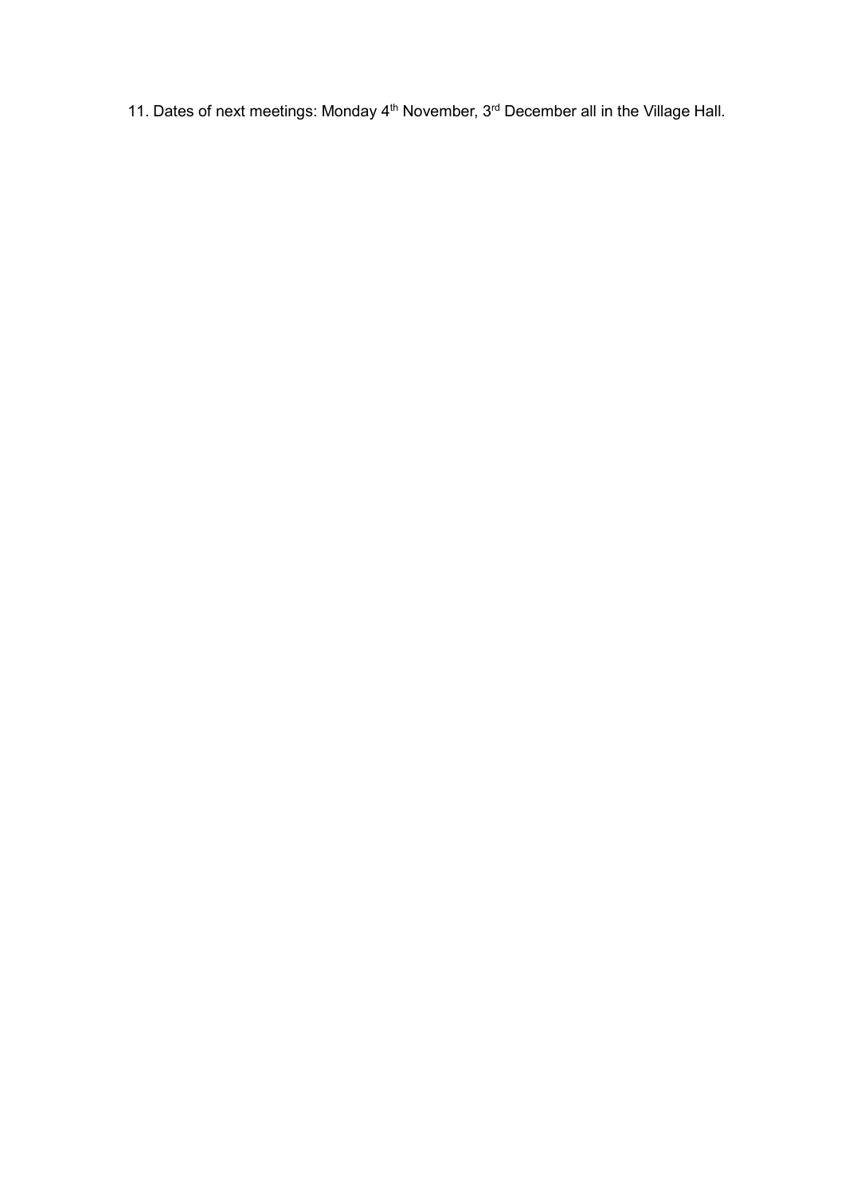11. Dates of next meetings: Monday 4th November, 3rd December all in the Village Hall.